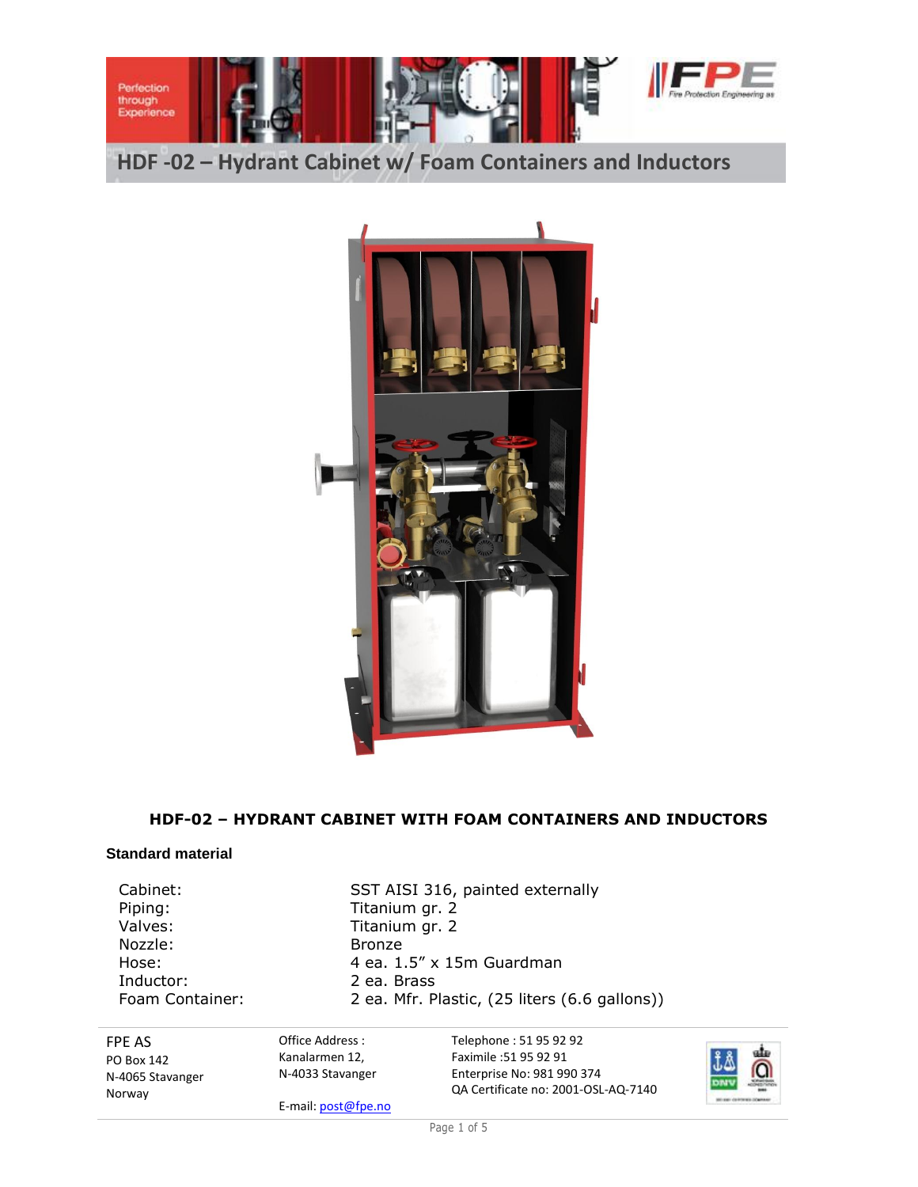# HDF -02 – Hydrant Cabinet w/ Foam Containers and Inductors

## HDF-02 – HYDRANT CABINET WITH FOAM CONTAINERS AND INDUCTORS

### Standard material

| | |
|---|---|
| Cabinet: | SST AISI 316, painted externally |
| Piping: | Titanium gr. 2 |
| Valves: | Titanium gr. 2 |
| Nozzle: | Bronze |
| Hose: | 4 ea. 1.5" x 15m Guardman |
| Inductor: | 2 ea. Brass |
| Foam Container: | 2 ea. Mfr. Plastic, (25 liters (6.6 gallons)) |

FPE AS
PO Box 142
N-4065 Stavanger
Norway

Office Address :
Kanalarmen 12,
N-4033 Stavanger

E-mail: post@fpe.no

Telephone : 51 95 92 92
Faximile :51 95 92 91
Enterprise No: 981 990 374
QA Certificate no: 2001-OSL-AQ-7140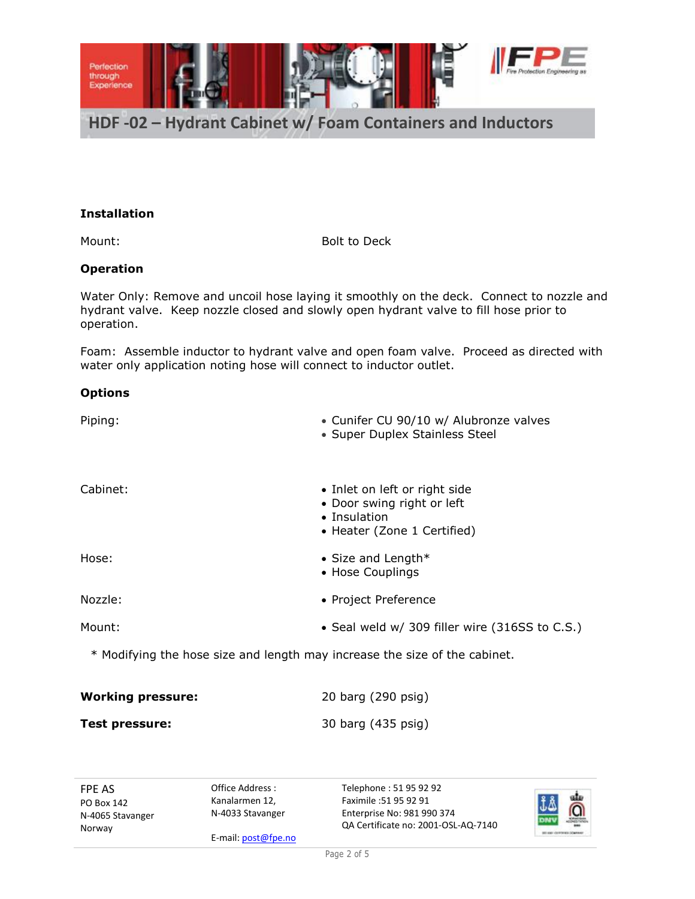# HDF -02 – Hydrant Cabinet w/ Foam Containers and Inductors

## Installation

| | |
|---|---|
| Mount: | Bolt to Deck |

## Operation

Water Only: Remove and uncoil hose laying it smoothly on the deck. Connect to nozzle and hydrant valve. Keep nozzle closed and slowly open hydrant valve to fill hose prior to operation.

Foam: Assemble inductor to hydrant valve and open foam valve. Proceed as directed with water only application noting hose will connect to inductor outlet.

## Options

| | |
|---|---|
| Piping: | • Cunifer CU 90/10 w/ Alubronze valves<br>• Super Duplex Stainless Steel |
| Cabinet: | • Inlet on left or right side<br>• Door swing right or left<br>• Insulation<br>• Heater (Zone 1 Certified) |
| Hose: | • Size and Length*<br>• Hose Couplings |
| Nozzle: | • Project Preference |
| Mount: | • Seal weld w/ 309 filler wire (316SS to C.S.) |

\* Modifying the hose size and length may increase the size of the cabinet.

| | |
|---|---|
| **Working pressure:** | 20 barg (290 psig) |
| **Test pressure:** | 30 barg (435 psig) |

FPE AS
PO Box 142
N-4065 Stavanger
Norway

Office Address :
Kanalarmen 12,
N-4033 Stavanger

E-mail: post@fpe.no

Telephone : 51 95 92 92
Faximile :51 95 92 91
Enterprise No: 981 990 374
QA Certificate no: 2001-OSL-AQ-7140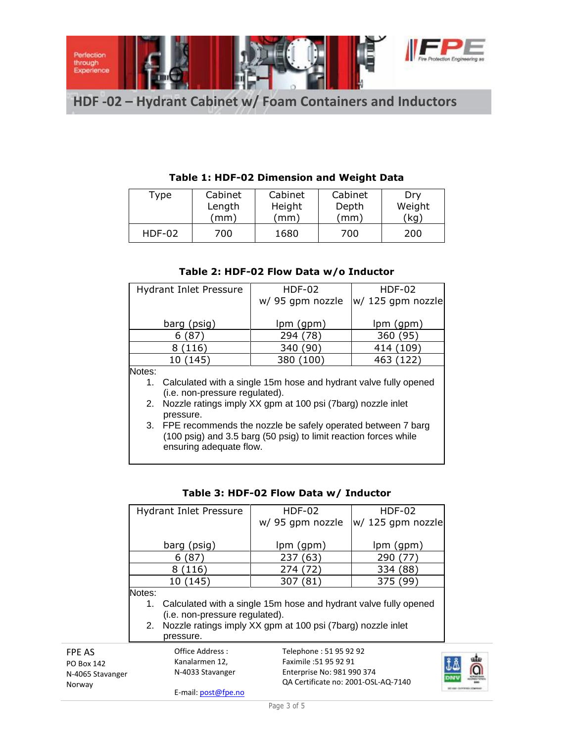# HDF -02 – Hydrant Cabinet w/ Foam Containers and Inductors

**Table 1: HDF-02 Dimension and Weight Data**

| Type | Cabinet Length (mm) | Cabinet Height (mm) | Cabinet Depth (mm) | Dry Weight (kg) |
|---|---|---|---|---|
| HDF-02 | 700 | 1680 | 700 | 200 |

**Table 2: HDF-02 Flow Data w/o Inductor**

| Hydrant Inlet Pressure<br>barg (psig) | HDF-02 w/ 95 gpm nozzle<br>lpm (gpm) | HDF-02 w/ 125 gpm nozzle<br>lpm (gpm) |
|---|---|---|
| 6 (87) | 294 (78) | 360 (95) |
| 8 (116) | 340 (90) | 414 (109) |
| 10 (145) | 380 (100) | 463 (122) |

Notes:

1. Calculated with a single 15m hose and hydrant valve fully opened (i.e. non-pressure regulated).
2. Nozzle ratings imply XX gpm at 100 psi (7barg) nozzle inlet pressure.
3. FPE recommends the nozzle be safely operated between 7 barg (100 psig) and 3.5 barg (50 psig) to limit reaction forces while ensuring adequate flow.

**Table 3: HDF-02 Flow Data w/ Inductor**

| Hydrant Inlet Pressure<br>barg (psig) | HDF-02 w/ 95 gpm nozzle<br>lpm (gpm) | HDF-02 w/ 125 gpm nozzle<br>lpm (gpm) |
|---|---|---|
| 6 (87) | 237 (63) | 290 (77) |
| 8 (116) | 274 (72) | 334 (88) |
| 10 (145) | 307 (81) | 375 (99) |

Notes:

1. Calculated with a single 15m hose and hydrant valve fully opened (i.e. non-pressure regulated).
2. Nozzle ratings imply XX gpm at 100 psi (7barg) nozzle inlet pressure.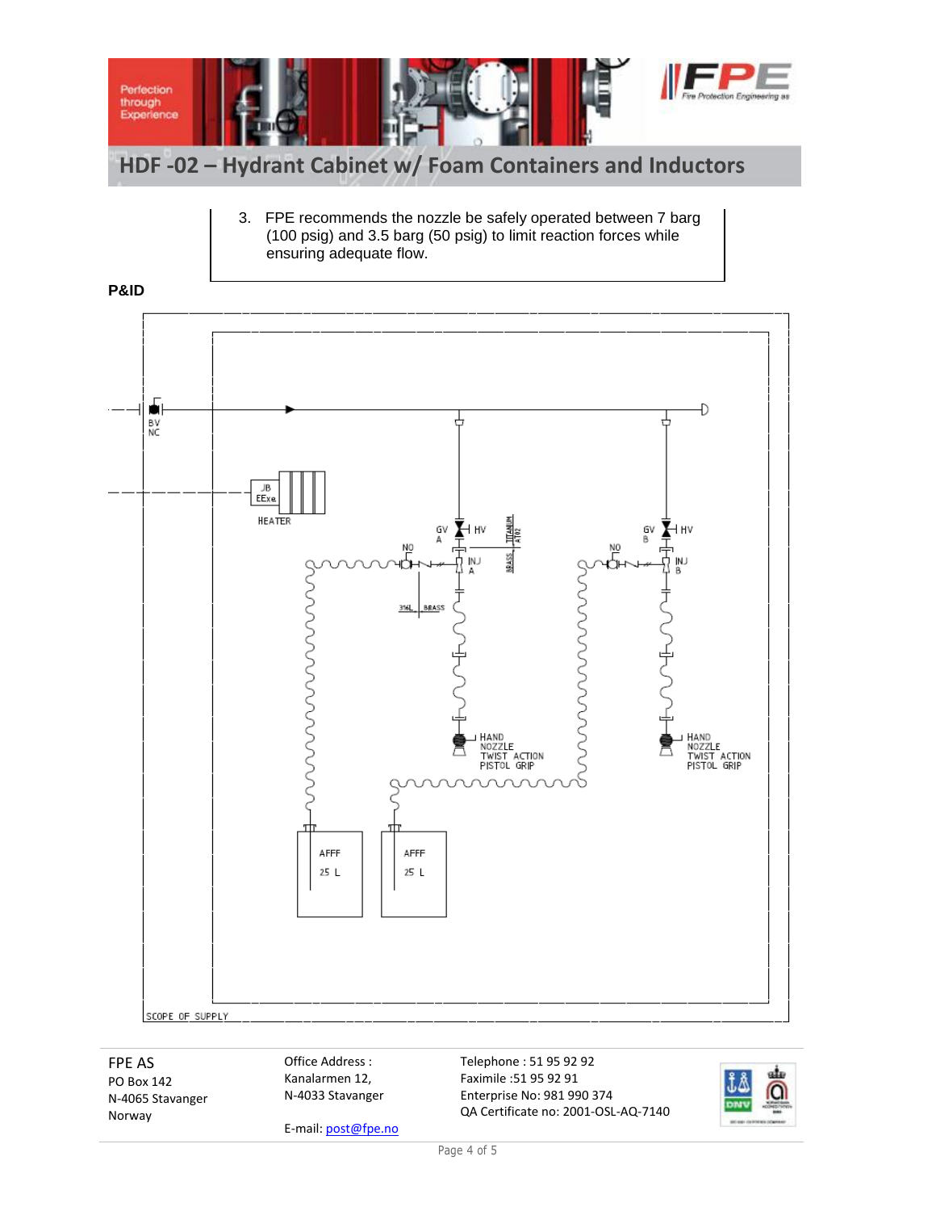# HDF -02 – Hydrant Cabinet w/ Foam Containers and Inductors

3. FPE recommends the nozzle be safely operated between 7 barg (100 psig) and 3.5 barg (50 psig) to limit reaction forces while ensuring adequate flow.

**P&ID**

BV NC

JB EExe

HEATER

GV A

HV

TITANIUM AT02

BRASS

NO

INJ A

316L

BRASS

HAND NOZZLE TWIST ACTION PISTOL GRIP

GV B

HV

NO

INJ B

HAND NOZZLE TWIST ACTION PISTOL GRIP

AFFF 25 L

AFFF 25 L

SCOPE OF SUPPLY

FPE AS
PO Box 142
N-4065 Stavanger
Norway

Office Address :
Kanalarmen 12,
N-4033 Stavanger

E-mail: post@fpe.no

Telephone : 51 95 92 92
Faximile :51 95 92 91
Enterprise No: 981 990 374
QA Certificate no: 2001-OSL-AQ-7140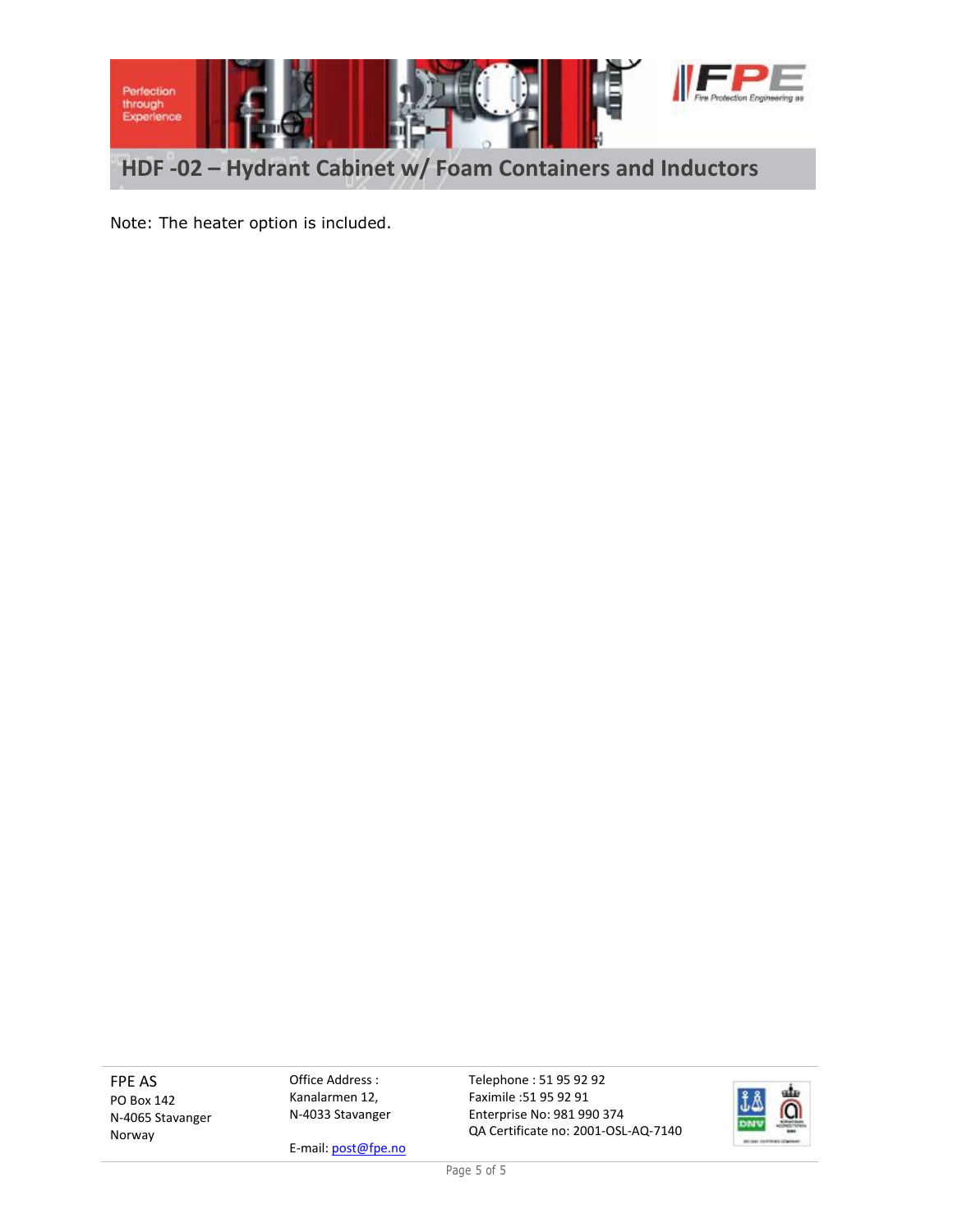Note: The heater option is included.